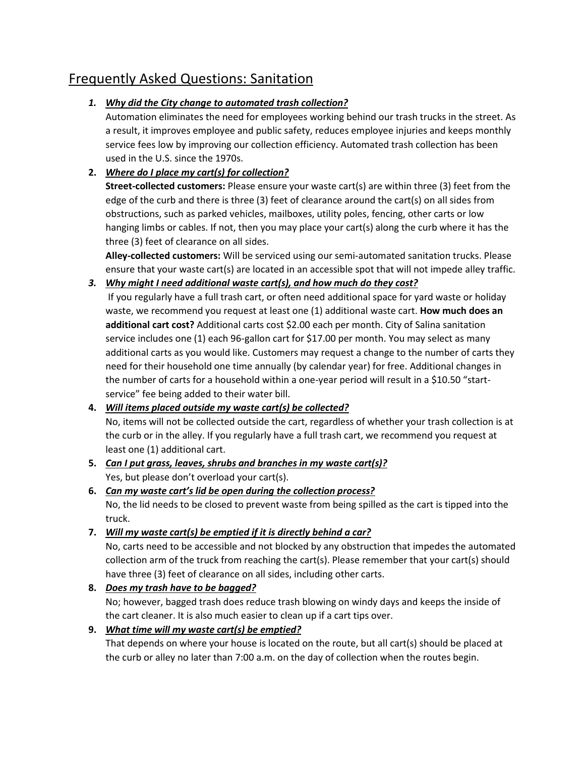# Frequently Asked Questions: Sanitation

1. ***Why did the City change to automated trash collection?***
   Automation eliminates the need for employees working behind our trash trucks in the street. As a result, it improves employee and public safety, reduces employee injuries and keeps monthly service fees low by improving our collection efficiency. Automated trash collection has been used in the U.S. since the 1970s.

2. ***Where do I place my cart(s) for collection?***
   **Street-collected customers:** Please ensure your waste cart(s) are within three (3) feet from the edge of the curb and there is three (3) feet of clearance around the cart(s) on all sides from obstructions, such as parked vehicles, mailboxes, utility poles, fencing, other carts or low hanging limbs or cables. If not, then you may place your cart(s) along the curb where it has the three (3) feet of clearance on all sides.
   **Alley-collected customers:** Will be serviced using our semi-automated sanitation trucks. Please ensure that your waste cart(s) are located in an accessible spot that will not impede alley traffic.

3. ***Why might I need additional waste cart(s), and how much do they cost?***
   If you regularly have a full trash cart, or often need additional space for yard waste or holiday waste, we recommend you request at least one (1) additional waste cart. **How much does an additional cart cost?** Additional carts cost $2.00 each per month. City of Salina sanitation service includes one (1) each 96-gallon cart for $17.00 per month. You may select as many additional carts as you would like. Customers may request a change to the number of carts they need for their household one time annually (by calendar year) for free. Additional changes in the number of carts for a household within a one-year period will result in a $10.50 "start-service" fee being added to their water bill.

4. ***Will items placed outside my waste cart(s) be collected?***
   No, items will not be collected outside the cart, regardless of whether your trash collection is at the curb or in the alley. If you regularly have a full trash cart, we recommend you request at least one (1) additional cart.

5. ***Can I put grass, leaves, shrubs and branches in my waste cart(s)?***
   Yes, but please don't overload your cart(s).

6. ***Can my waste cart's lid be open during the collection process?***
   No, the lid needs to be closed to prevent waste from being spilled as the cart is tipped into the truck.

7. ***Will my waste cart(s) be emptied if it is directly behind a car?***
   No, carts need to be accessible and not blocked by any obstruction that impedes the automated collection arm of the truck from reaching the cart(s). Please remember that your cart(s) should have three (3) feet of clearance on all sides, including other carts.

8. ***Does my trash have to be bagged?***
   No; however, bagged trash does reduce trash blowing on windy days and keeps the inside of the cart cleaner. It is also much easier to clean up if a cart tips over.

9. ***What time will my waste cart(s) be emptied?***
   That depends on where your house is located on the route, but all cart(s) should be placed at the curb or alley no later than 7:00 a.m. on the day of collection when the routes begin.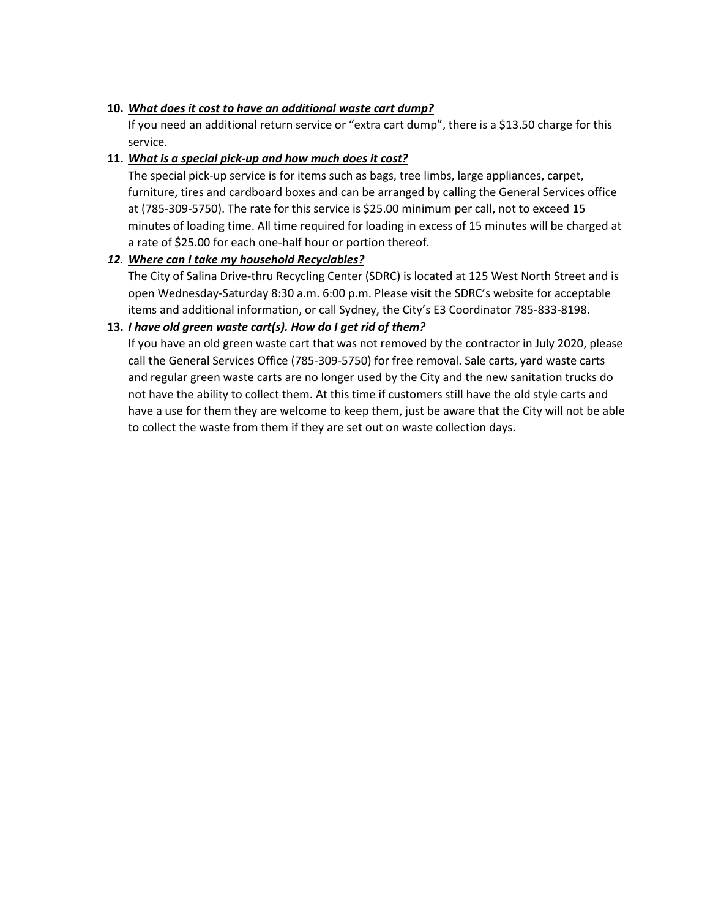10. ***What does it cost to have an additional waste cart dump?***

    If you need an additional return service or "extra cart dump", there is a $13.50 charge for this service.

11. ***What is a special pick-up and how much does it cost?***

    The special pick-up service is for items such as bags, tree limbs, large appliances, carpet, furniture, tires and cardboard boxes and can be arranged by calling the General Services office at (785-309-5750). The rate for this service is $25.00 minimum per call, not to exceed 15 minutes of loading time. All time required for loading in excess of 15 minutes will be charged at a rate of $25.00 for each one-half hour or portion thereof.

12. ***Where can I take my household Recyclables?***

    The City of Salina Drive-thru Recycling Center (SDRC) is located at 125 West North Street and is open Wednesday-Saturday 8:30 a.m. 6:00 p.m. Please visit the SDRC's website for acceptable items and additional information, or call Sydney, the City's E3 Coordinator 785-833-8198.

13. ***I have old green waste cart(s). How do I get rid of them?***

    If you have an old green waste cart that was not removed by the contractor in July 2020, please call the General Services Office (785-309-5750) for free removal. Sale carts, yard waste carts and regular green waste carts are no longer used by the City and the new sanitation trucks do not have the ability to collect them. At this time if customers still have the old style carts and have a use for them they are welcome to keep them, just be aware that the City will not be able to collect the waste from them if they are set out on waste collection days.